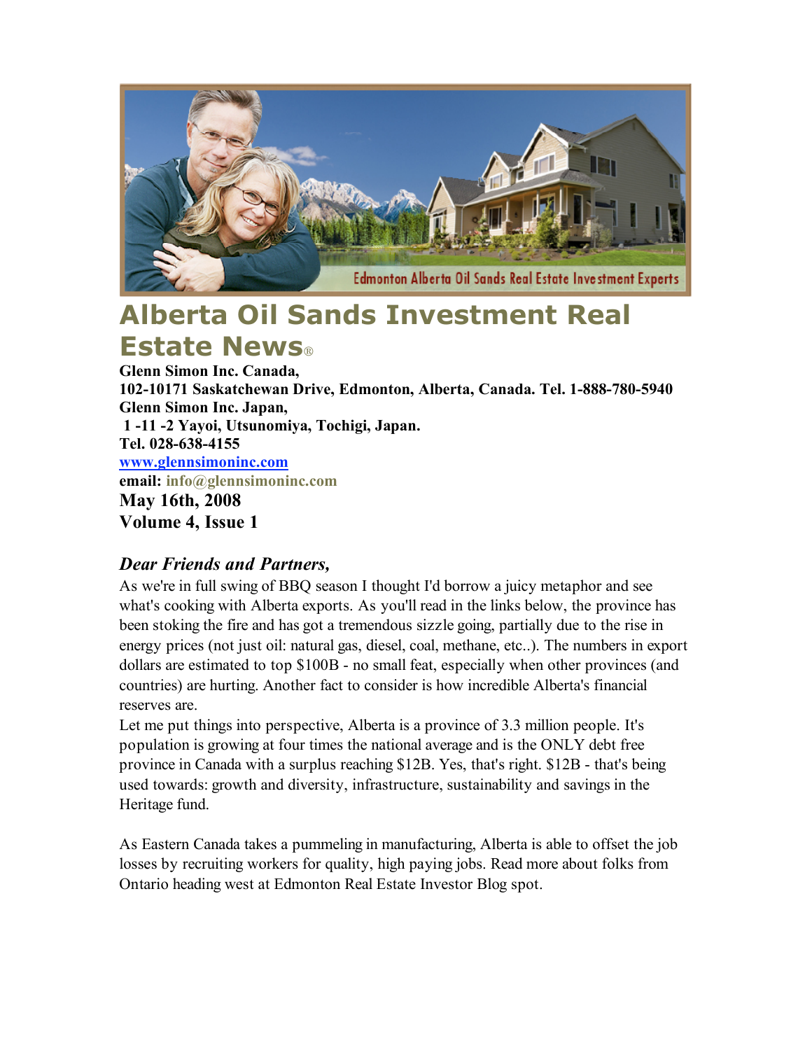# Alberta Oil Sands Investment Real Estate News®

**Glenn Simon Inc. Canada,**
**102-10171 Saskatchewan Drive, Edmonton, Alberta, Canada. Tel. 1-888-780-5940**
**Glenn Simon Inc. Japan,**
**1 -11 -2 Yayoi, Utsunomiya, Tochigi, Japan.**
**Tel. 028-638-4155**
**www.glennsimoninc.com**
**email: info@glennsimoninc.com**

**May 16th, 2008**
**Volume 4, Issue 1**

### *Dear Friends and Partners,*

As we're in full swing of BBQ season I thought I'd borrow a juicy metaphor and see what's cooking with Alberta exports. As you'll read in the links below, the province has been stoking the fire and has got a tremendous sizzle going, partially due to the rise in energy prices (not just oil: natural gas, diesel, coal, methane, etc..). The numbers in export dollars are estimated to top $100B - no small feat, especially when other provinces (and countries) are hurting. Another fact to consider is how incredible Alberta's financial reserves are.

Let me put things into perspective, Alberta is a province of 3.3 million people. It's population is growing at four times the national average and is the ONLY debt free province in Canada with a surplus reaching $12B. Yes, that's right. $12B - that's being used towards: growth and diversity, infrastructure, sustainability and savings in the Heritage fund.

As Eastern Canada takes a pummeling in manufacturing, Alberta is able to offset the job losses by recruiting workers for quality, high paying jobs. Read more about folks from Ontario heading west at Edmonton Real Estate Investor Blog spot.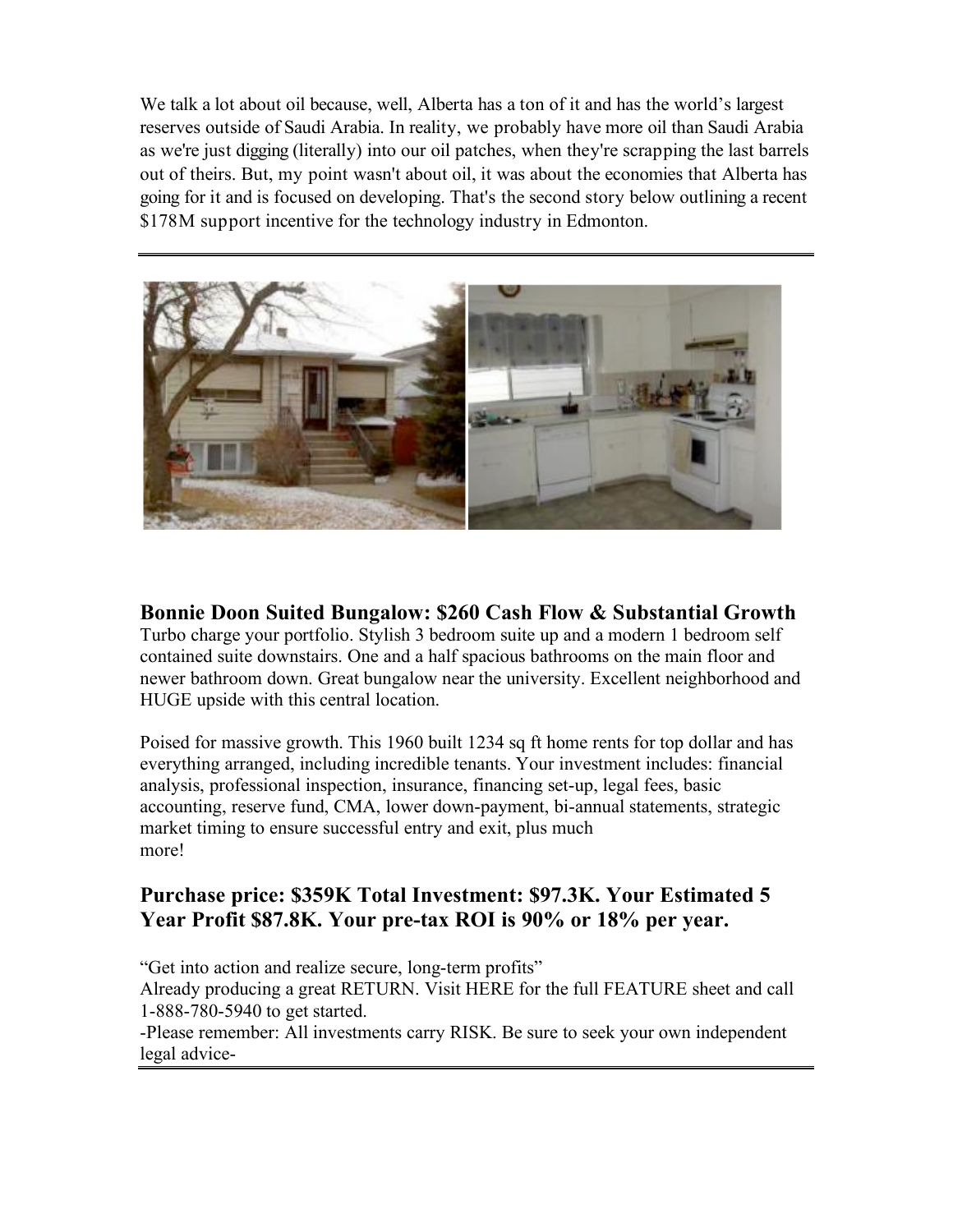We talk a lot about oil because, well, Alberta has a ton of it and has the world's largest reserves outside of Saudi Arabia. In reality, we probably have more oil than Saudi Arabia as we're just digging (literally) into our oil patches, when they're scrapping the last barrels out of theirs. But, my point wasn't about oil, it was about the economies that Alberta has going for it and is focused on developing. That's the second story below outlining a recent $178M support incentive for the technology industry in Edmonton.

---

## Bonnie Doon Suited Bungalow: $260 Cash Flow & Substantial Growth

Turbo charge your portfolio. Stylish 3 bedroom suite up and a modern 1 bedroom self contained suite downstairs. One and a half spacious bathrooms on the main floor and newer bathroom down. Great bungalow near the university. Excellent neighborhood and HUGE upside with this central location.

Poised for massive growth. This 1960 built 1234 sq ft home rents for top dollar and has everything arranged, including incredible tenants. Your investment includes: financial analysis, professional inspection, insurance, financing set-up, legal fees, basic accounting, reserve fund, CMA, lower down-payment, bi-annual statements, strategic market timing to ensure successful entry and exit, plus much more!

## Purchase price: $359K Total Investment: $97.3K. Your Estimated 5 Year Profit $87.8K. Your pre-tax ROI is 90% or 18% per year.

"Get into action and realize secure, long-term profits"
Already producing a great RETURN. Visit HERE for the full FEATURE sheet and call 1-888-780-5940 to get started.
-Please remember: All investments carry RISK. Be sure to seek your own independent legal advice-

---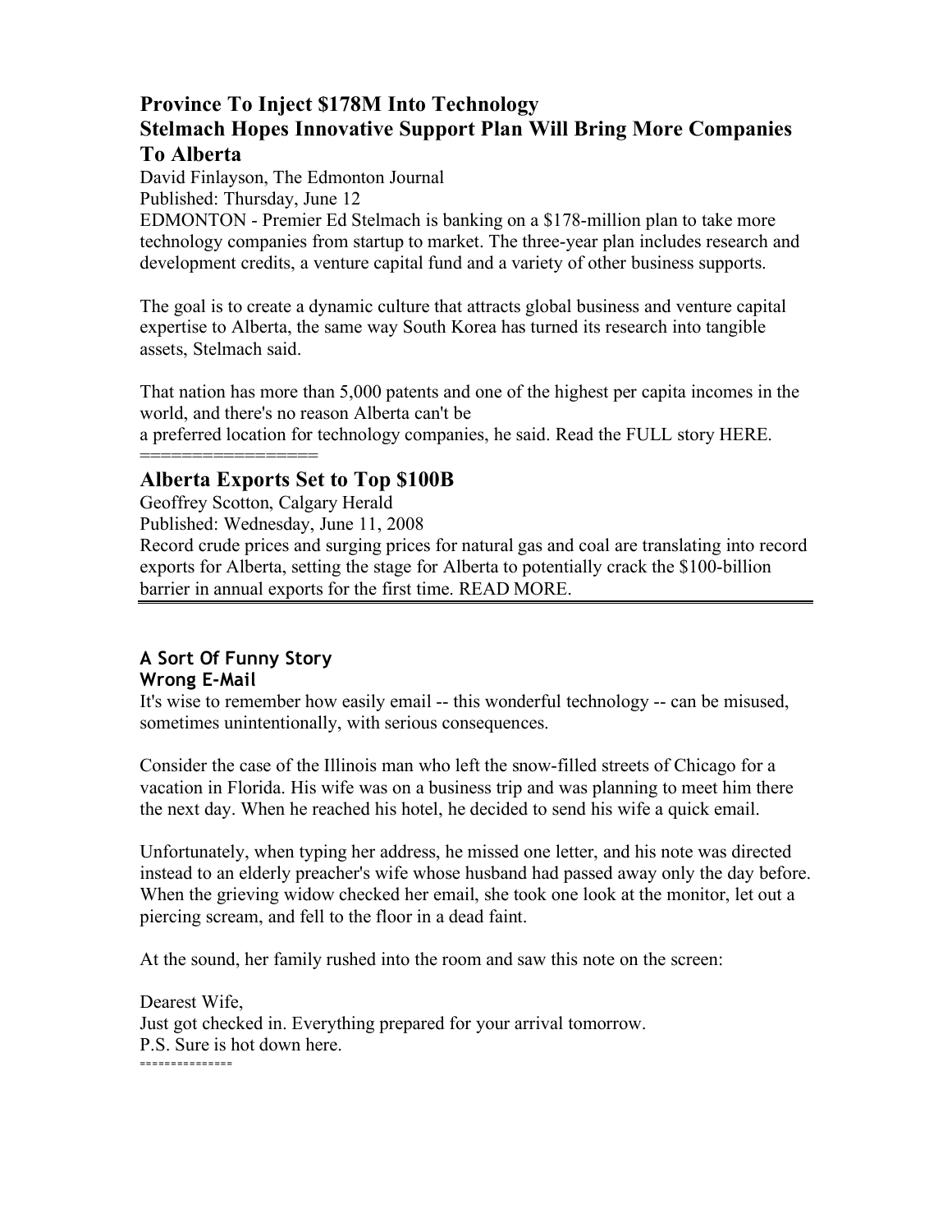## Province To Inject $178M Into Technology
## Stelmach Hopes Innovative Support Plan Will Bring More Companies To Alberta

David Finlayson, The Edmonton Journal
Published: Thursday, June 12

EDMONTON - Premier Ed Stelmach is banking on a $178-million plan to take more technology companies from startup to market. The three-year plan includes research and development credits, a venture capital fund and a variety of other business supports.

The goal is to create a dynamic culture that attracts global business and venture capital expertise to Alberta, the same way South Korea has turned its research into tangible assets, Stelmach said.

That nation has more than 5,000 patents and one of the highest per capita incomes in the world, and there's no reason Alberta can't be
a preferred location for technology companies, he said. Read the FULL story HERE.

=================

## Alberta Exports Set to Top $100B

Geoffrey Scotton, Calgary Herald
Published: Wednesday, June 11, 2008

Record crude prices and surging prices for natural gas and coal are translating into record exports for Alberta, setting the stage for Alberta to potentially crack the $100-billion barrier in annual exports for the first time. READ MORE.

---

### A Sort Of Funny Story
### Wrong E-Mail

It's wise to remember how easily email -- this wonderful technology -- can be misused, sometimes unintentionally, with serious consequences.

Consider the case of the Illinois man who left the snow-filled streets of Chicago for a vacation in Florida. His wife was on a business trip and was planning to meet him there the next day. When he reached his hotel, he decided to send his wife a quick email.

Unfortunately, when typing her address, he missed one letter, and his note was directed instead to an elderly preacher's wife whose husband had passed away only the day before. When the grieving widow checked her email, she took one look at the monitor, let out a piercing scream, and fell to the floor in a dead faint.

At the sound, her family rushed into the room and saw this note on the screen:

Dearest Wife,
Just got checked in. Everything prepared for your arrival tomorrow.
P.S. Sure is hot down here.

===============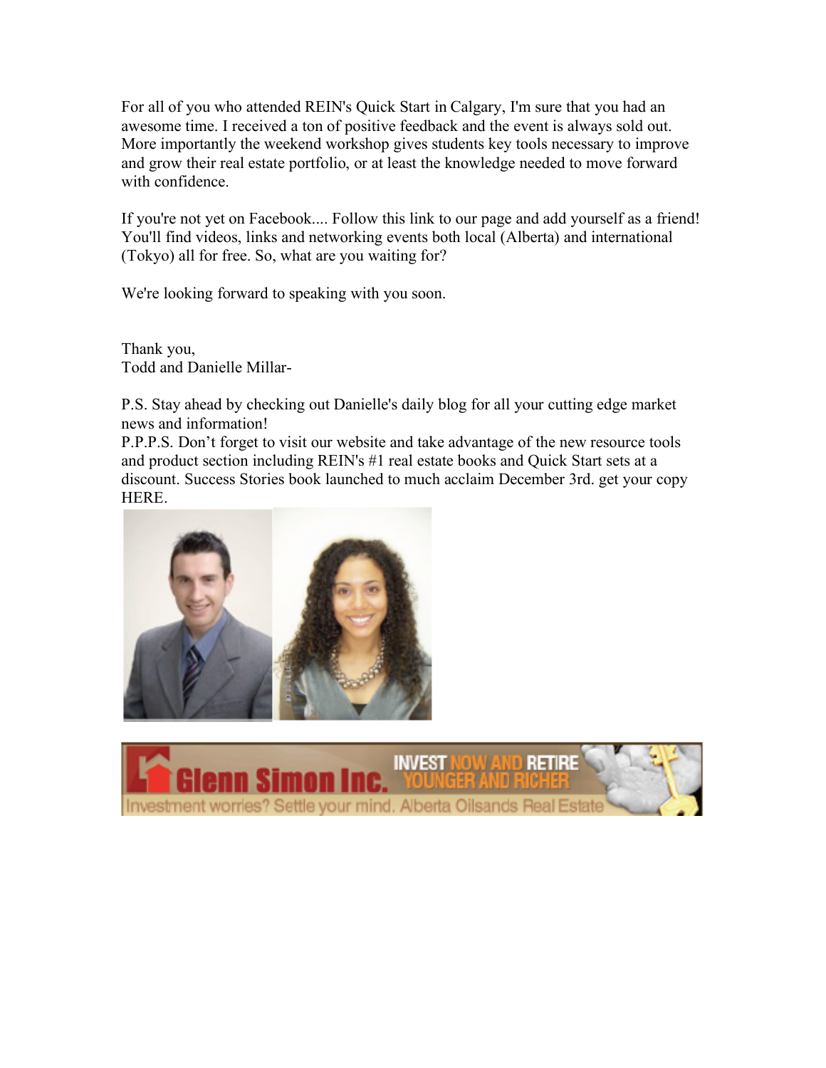For all of you who attended REIN's Quick Start in Calgary, I'm sure that you had an awesome time. I received a ton of positive feedback and the event is always sold out. More importantly the weekend workshop gives students key tools necessary to improve and grow their real estate portfolio, or at least the knowledge needed to move forward with confidence.

If you're not yet on Facebook.... Follow this link to our page and add yourself as a friend! You'll find videos, links and networking events both local (Alberta) and international (Tokyo) all for free. So, what are you waiting for?

We're looking forward to speaking with you soon.

Thank you,
Todd and Danielle Millar-

P.S. Stay ahead by checking out Danielle's daily blog for all your cutting edge market news and information!
P.P.P.S. Don't forget to visit our website and take advantage of the new resource tools and product section including REIN's #1 real estate books and Quick Start sets at a discount. Success Stories book launched to much acclaim December 3rd. get your copy HERE.

Glenn Simon Inc. INVEST NOW AND RETIRE YOUNGER AND RICHER
Investment worries? Settle your mind. Alberta Oilsands Real Estate